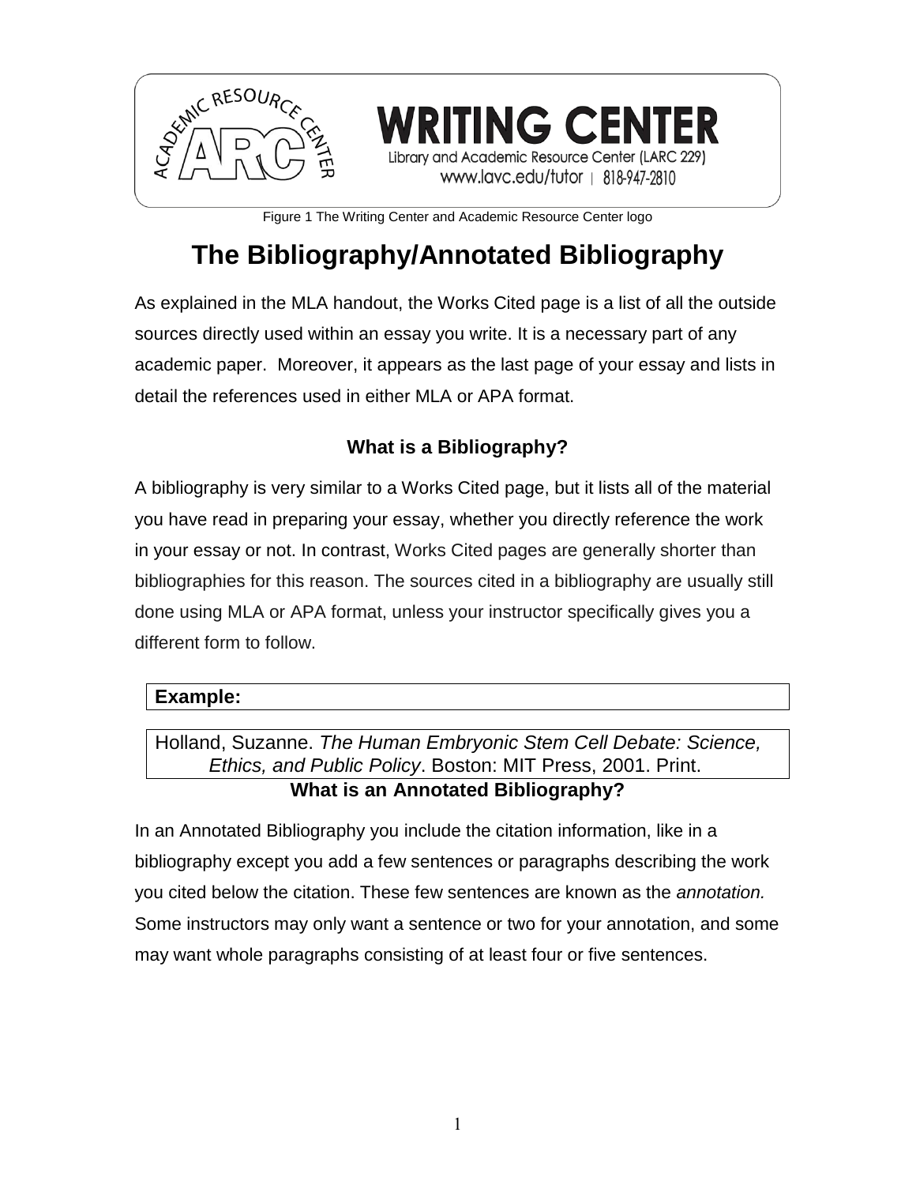WRITING CENTER

Library and Academic Resource Center (LARC 229)

www.lavc.edu/tutor | 818-947-2810

Figure 1 The Writing Center and Academic Resource Center logo

# The Bibliography/Annotated Bibliography

As explained in the MLA handout, the Works Cited page is a list of all the outside sources directly used within an essay you write. It is a necessary part of any academic paper.  Moreover, it appears as the last page of your essay and lists in detail the references used in either MLA or APA format.

## What is a Bibliography?

A bibliography is very similar to a Works Cited page, but it lists all of the material you have read in preparing your essay, whether you directly reference the work in your essay or not. In contrast, Works Cited pages are generally shorter than bibliographies for this reason. The sources cited in a bibliography are usually still done using MLA or APA format, unless your instructor specifically gives you a different form to follow.

**Example:**

Holland, Suzanne. *The Human Embryonic Stem Cell Debate: Science, Ethics, and Public Policy*. Boston: MIT Press, 2001. Print.

## What is an Annotated Bibliography?

In an Annotated Bibliography you include the citation information, like in a bibliography except you add a few sentences or paragraphs describing the work you cited below the citation. These few sentences are known as the *annotation.* Some instructors may only want a sentence or two for your annotation, and some may want whole paragraphs consisting of at least four or five sentences.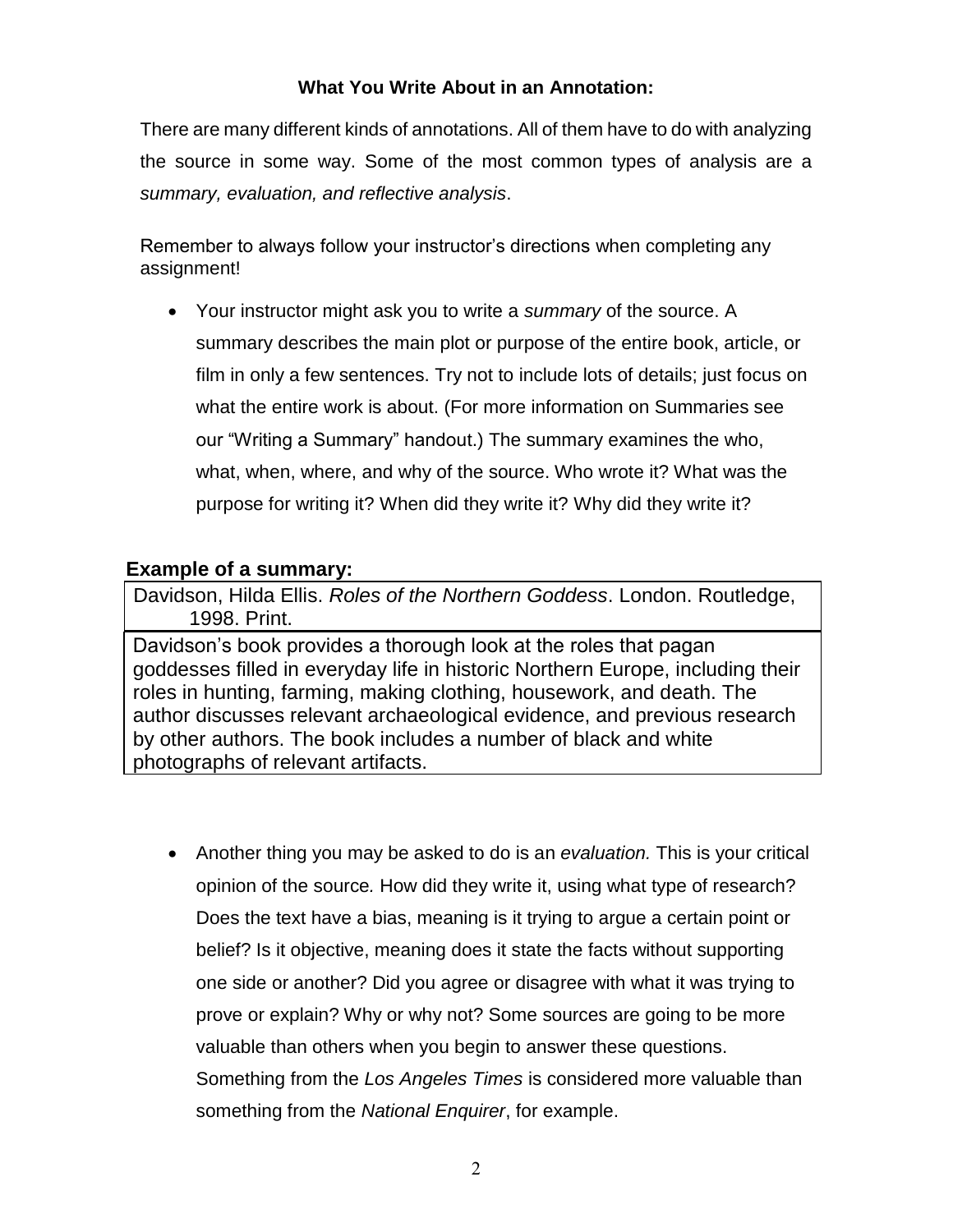**What You Write About in an Annotation:**

There are many different kinds of annotations. All of them have to do with analyzing the source in some way. Some of the most common types of analysis are a *summary, evaluation, and reflective analysis*.

Remember to always follow your instructor's directions when completing any assignment!

- Your instructor might ask you to write a *summary* of the source. A summary describes the main plot or purpose of the entire book, article, or film in only a few sentences. Try not to include lots of details; just focus on what the entire work is about. (For more information on Summaries see our "Writing a Summary" handout.) The summary examines the who, what, when, where, and why of the source. Who wrote it? What was the purpose for writing it? When did they write it? Why did they write it?

**Example of a summary:**

| |
|---|
| Davidson, Hilda Ellis. *Roles of the Northern Goddess*. London. Routledge, 1998. Print. |
| Davidson's book provides a thorough look at the roles that pagan goddesses filled in everyday life in historic Northern Europe, including their roles in hunting, farming, making clothing, housework, and death. The author discusses relevant archaeological evidence, and previous research by other authors. The book includes a number of black and white photographs of relevant artifacts. |

- Another thing you may be asked to do is an *evaluation.* This is your critical opinion of the source. How did they write it, using what type of research? Does the text have a bias, meaning is it trying to argue a certain point or belief? Is it objective, meaning does it state the facts without supporting one side or another? Did you agree or disagree with what it was trying to prove or explain? Why or why not? Some sources are going to be more valuable than others when you begin to answer these questions. Something from the *Los Angeles Times* is considered more valuable than something from the *National Enquirer*, for example.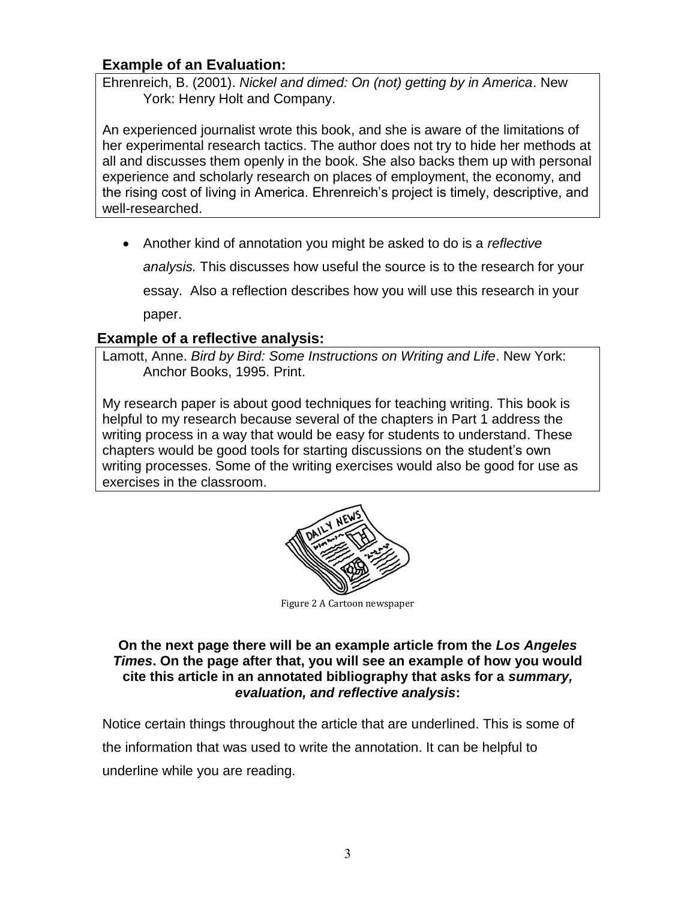### Example of an Evaluation:

Ehrenreich, B. (2001). *Nickel and dimed: On (not) getting by in America*. New York: Henry Holt and Company.

An experienced journalist wrote this book, and she is aware of the limitations of her experimental research tactics. The author does not try to hide her methods at all and discusses them openly in the book. She also backs them up with personal experience and scholarly research on places of employment, the economy, and the rising cost of living in America. Ehrenreich's project is timely, descriptive, and well-researched.

- Another kind of annotation you might be asked to do is a *reflective analysis.* This discusses how useful the source is to the research for your essay. Also a reflection describes how you will use this research in your paper.

### Example of a reflective analysis:

Lamott, Anne. *Bird by Bird: Some Instructions on Writing and Life*. New York: Anchor Books, 1995. Print.

My research paper is about good techniques for teaching writing. This book is helpful to my research because several of the chapters in Part 1 address the writing process in a way that would be easy for students to understand. These chapters would be good tools for starting discussions on the student's own writing processes. Some of the writing exercises would also be good for use as exercises in the classroom.

Figure 2 A Cartoon newspaper

**On the next page there will be an example article from the *Los Angeles Times*. On the page after that, you will see an example of how you would cite this article in an annotated bibliography that asks for a *summary, evaluation, and reflective analysis*:**

Notice certain things throughout the article that are underlined. This is some of the information that was used to write the annotation. It can be helpful to underline while you are reading.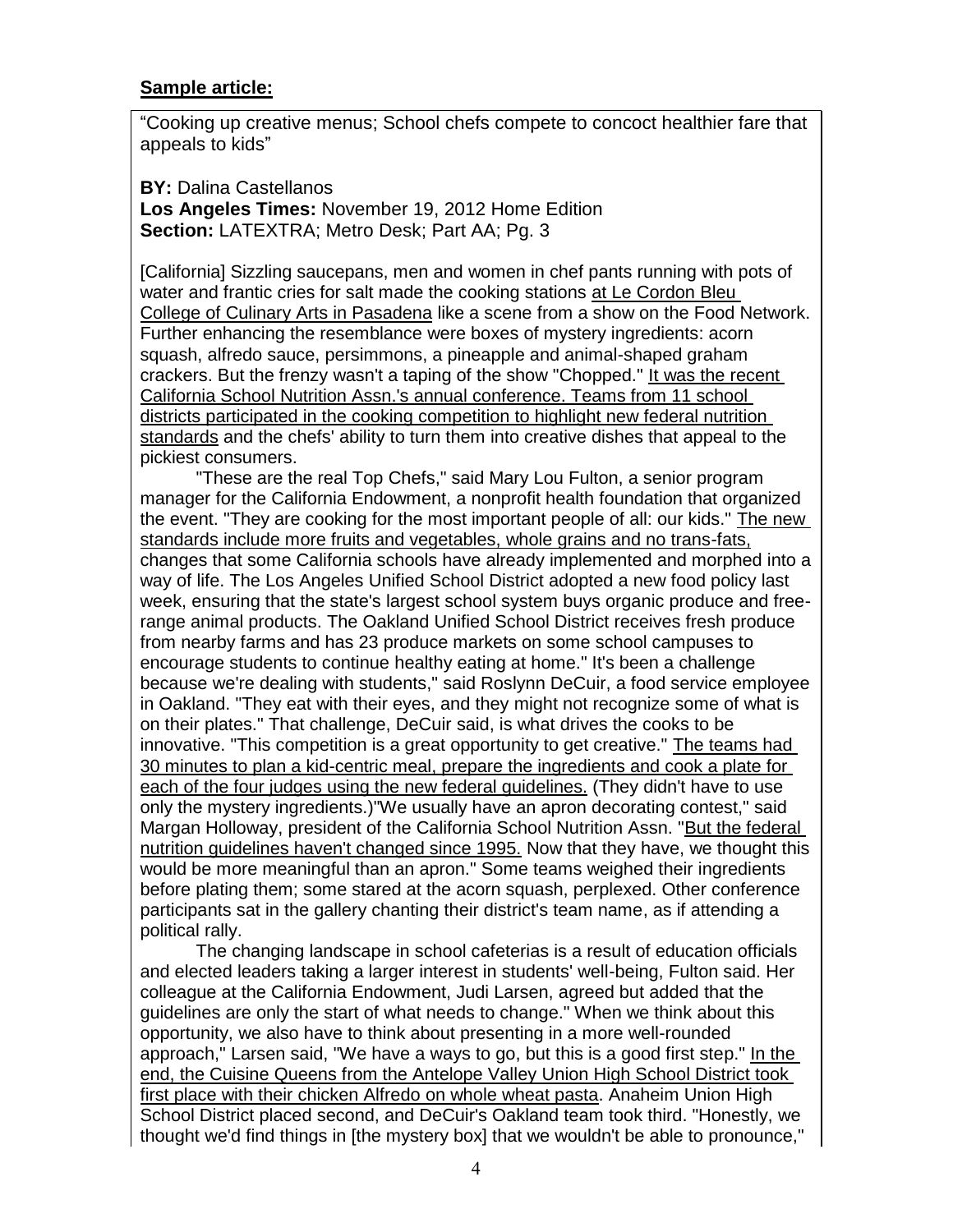**Sample article:**

"Cooking up creative menus; School chefs compete to concoct healthier fare that appeals to kids"

**BY:** Dalina Castellanos
**Los Angeles Times:** November 19, 2012 Home Edition
**Section:** LATEXTRA; Metro Desk; Part AA; Pg. 3

[California] Sizzling saucepans, men and women in chef pants running with pots of water and frantic cries for salt made the cooking stations <u>at Le Cordon Bleu College of Culinary Arts in Pasadena</u> like a scene from a show on the Food Network. Further enhancing the resemblance were boxes of mystery ingredients: acorn squash, alfredo sauce, persimmons, a pineapple and animal-shaped graham crackers. But the frenzy wasn't a taping of the show "Chopped." <u>It was the recent California School Nutrition Assn.'s annual conference. Teams from 11 school districts participated in the cooking competition to highlight new federal nutrition standards</u> and the chefs' ability to turn them into creative dishes that appeal to the pickiest consumers.

"These are the real Top Chefs," said Mary Lou Fulton, a senior program manager for the California Endowment, a nonprofit health foundation that organized the event. "They are cooking for the most important people of all: our kids." <u>The new standards include more fruits and vegetables, whole grains and no trans-fats,</u> changes that some California schools have already implemented and morphed into a way of life. The Los Angeles Unified School District adopted a new food policy last week, ensuring that the state's largest school system buys organic produce and free-range animal products. The Oakland Unified School District receives fresh produce from nearby farms and has 23 produce markets on some school campuses to encourage students to continue healthy eating at home." It's been a challenge because we're dealing with students," said Roslynn DeCuir, a food service employee in Oakland. "They eat with their eyes, and they might not recognize some of what is on their plates." That challenge, DeCuir said, is what drives the cooks to be innovative. "This competition is a great opportunity to get creative." <u>The teams had 30 minutes to plan a kid-centric meal, prepare the ingredients and cook a plate for each of the four judges using the new federal guidelines.</u> (They didn't have to use only the mystery ingredients.)"We usually have an apron decorating contest," said Margan Holloway, president of the California School Nutrition Assn. "<u>But the federal nutrition guidelines haven't changed since 1995.</u> Now that they have, we thought this would be more meaningful than an apron." Some teams weighed their ingredients before plating them; some stared at the acorn squash, perplexed. Other conference participants sat in the gallery chanting their district's team name, as if attending a political rally.

The changing landscape in school cafeterias is a result of education officials and elected leaders taking a larger interest in students' well-being, Fulton said. Her colleague at the California Endowment, Judi Larsen, agreed but added that the guidelines are only the start of what needs to change." When we think about this opportunity, we also have to think about presenting in a more well-rounded approach," Larsen said, "We have a ways to go, but this is a good first step." <u>In the end, the Cuisine Queens from the Antelope Valley Union High School District took first place with their chicken Alfredo on whole wheat pasta</u>. Anaheim Union High School District placed second, and DeCuir's Oakland team took third. "Honestly, we thought we'd find things in [the mystery box] that we wouldn't be able to pronounce,"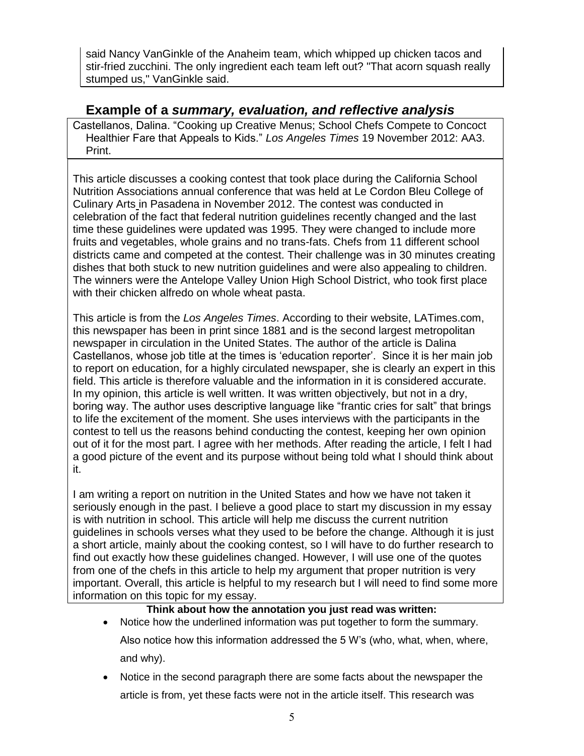said Nancy VanGinkle of the Anaheim team, which whipped up chicken tacos and stir-fried zucchini. The only ingredient each team left out? "That acorn squash really stumped us," VanGinkle said.

## Example of a *summary, evaluation, and reflective analysis*

Castellanos, Dalina. "Cooking up Creative Menus; School Chefs Compete to Concoct Healthier Fare that Appeals to Kids." *Los Angeles Times* 19 November 2012: AA3. Print.

This article discusses a cooking contest that took place during the California School Nutrition Associations annual conference that was held at Le Cordon Bleu College of Culinary Arts in Pasadena in November 2012. The contest was conducted in celebration of the fact that federal nutrition guidelines recently changed and the last time these guidelines were updated was 1995. They were changed to include more fruits and vegetables, whole grains and no trans-fats. Chefs from 11 different school districts came and competed at the contest. Their challenge was in 30 minutes creating dishes that both stuck to new nutrition guidelines and were also appealing to children. The winners were the Antelope Valley Union High School District, who took first place with their chicken alfredo on whole wheat pasta.

This article is from the *Los Angeles Times*. According to their website, LATimes.com, this newspaper has been in print since 1881 and is the second largest metropolitan newspaper in circulation in the United States. The author of the article is Dalina Castellanos, whose job title at the times is 'education reporter'. Since it is her main job to report on education, for a highly circulated newspaper, she is clearly an expert in this field. This article is therefore valuable and the information in it is considered accurate. In my opinion, this article is well written. It was written objectively, but not in a dry, boring way. The author uses descriptive language like "frantic cries for salt" that brings to life the excitement of the moment. She uses interviews with the participants in the contest to tell us the reasons behind conducting the contest, keeping her own opinion out of it for the most part. I agree with her methods. After reading the article, I felt I had a good picture of the event and its purpose without being told what I should think about it.

I am writing a report on nutrition in the United States and how we have not taken it seriously enough in the past. I believe a good place to start my discussion in my essay is with nutrition in school. This article will help me discuss the current nutrition guidelines in schools verses what they used to be before the change. Although it is just a short article, mainly about the cooking contest, so I will have to do further research to find out exactly how these guidelines changed. However, I will use one of the quotes from one of the chefs in this article to help my argument that proper nutrition is very important. Overall, this article is helpful to my research but I will need to find some more information on this topic for my essay.

**Think about how the annotation you just read was written:**

- Notice how the underlined information was put together to form the summary. Also notice how this information addressed the 5 W's (who, what, when, where, and why).
- Notice in the second paragraph there are some facts about the newspaper the article is from, yet these facts were not in the article itself. This research was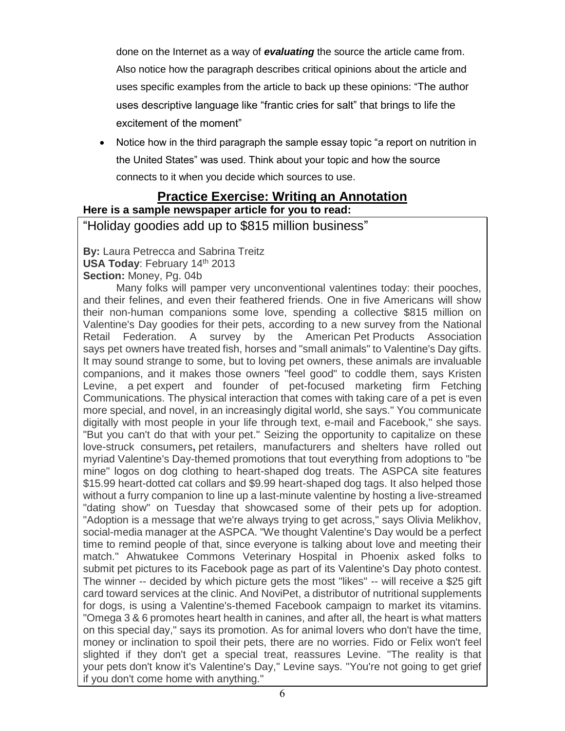done on the Internet as a way of ***evaluating*** the source the article came from. Also notice how the paragraph describes critical opinions about the article and uses specific examples from the article to back up these opinions: "The author uses descriptive language like "frantic cries for salt" that brings to life the excitement of the moment"

- Notice how in the third paragraph the sample essay topic "a report on nutrition in the United States" was used. Think about your topic and how the source connects to it when you decide which sources to use.

## Practice Exercise: Writing an Annotation

**Here is a sample newspaper article for you to read:**

"Holiday goodies add up to $815 million business"

**By:** Laura Petrecca and Sabrina Treitz
**USA Today**: February 14th 2013
**Section:** Money, Pg. 04b

Many folks will pamper very unconventional valentines today: their pooches, and their felines, and even their feathered friends. One in five Americans will show their non-human companions some love, spending a collective $815 million on Valentine's Day goodies for their pets, according to a new survey from the National Retail Federation. A survey by the American Pet Products Association says pet owners have treated fish, horses and "small animals" to Valentine's Day gifts. It may sound strange to some, but to loving pet owners, these animals are invaluable companions, and it makes those owners "feel good" to coddle them, says Kristen Levine, a pet expert and founder of pet-focused marketing firm Fetching Communications. The physical interaction that comes with taking care of a pet is even more special, and novel, in an increasingly digital world, she says." You communicate digitally with most people in your life through text, e-mail and Facebook," she says. "But you can't do that with your pet." Seizing the opportunity to capitalize on these love-struck consumers**,** pet retailers, manufacturers and shelters have rolled out myriad Valentine's Day-themed promotions that tout everything from adoptions to "be mine" logos on dog clothing to heart-shaped dog treats. The ASPCA site features $15.99 heart-dotted cat collars and $9.99 heart-shaped dog tags. It also helped those without a furry companion to line up a last-minute valentine by hosting a live-streamed "dating show" on Tuesday that showcased some of their pets up for adoption. "Adoption is a message that we're always trying to get across," says Olivia Melikhov, social-media manager at the ASPCA. "We thought Valentine's Day would be a perfect time to remind people of that, since everyone is talking about love and meeting their match." Ahwatukee Commons Veterinary Hospital in Phoenix asked folks to submit pet pictures to its Facebook page as part of its Valentine's Day photo contest. The winner -- decided by which picture gets the most "likes" -- will receive a $25 gift card toward services at the clinic. And NoviPet, a distributor of nutritional supplements for dogs, is using a Valentine's-themed Facebook campaign to market its vitamins. "Omega 3 & 6 promotes heart health in canines, and after all, the heart is what matters on this special day," says its promotion. As for animal lovers who don't have the time, money or inclination to spoil their pets, there are no worries. Fido or Felix won't feel slighted if they don't get a special treat, reassures Levine. "The reality is that your pets don't know it's Valentine's Day," Levine says. "You're not going to get grief if you don't come home with anything."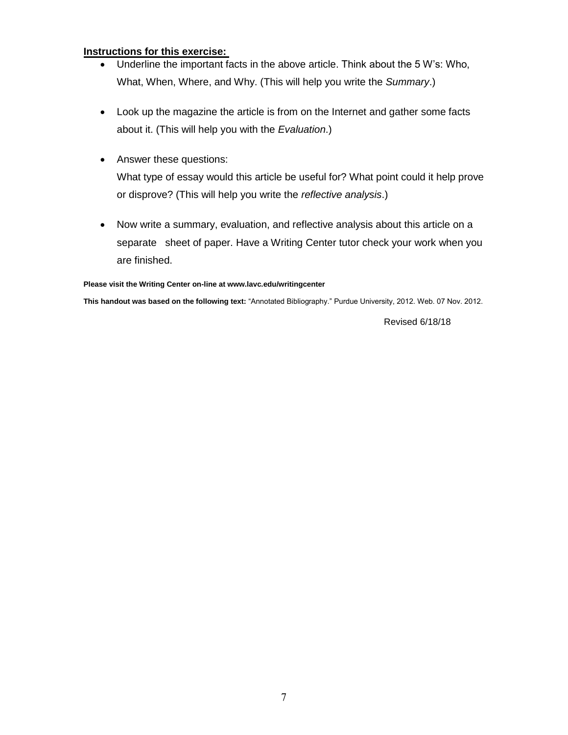**Instructions for this exercise:**

- Underline the important facts in the above article. Think about the 5 W's: Who, What, When, Where, and Why. (This will help you write the *Summary*.)
- Look up the magazine the article is from on the Internet and gather some facts about it. (This will help you with the *Evaluation*.)
- Answer these questions:
  What type of essay would this article be useful for? What point could it help prove or disprove? (This will help you write the *reflective analysis*.)
- Now write a summary, evaluation, and reflective analysis about this article on a separate sheet of paper. Have a Writing Center tutor check your work when you are finished.

**Please visit the Writing Center on-line at www.lavc.edu/writingcenter**

**This handout was based on the following text:** "Annotated Bibliography." Purdue University, 2012. Web. 07 Nov. 2012.

Revised 6/18/18